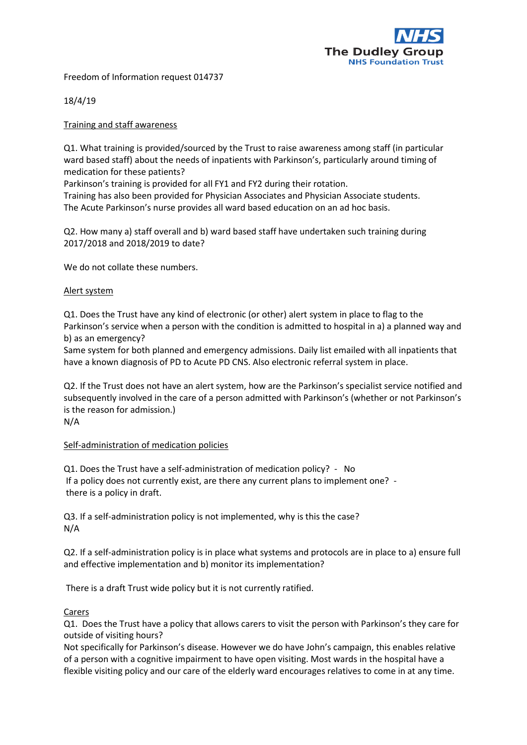Freedom of Information request 014737

18/4/19

## Training and staff awareness

Q1. What training is provided/sourced by the Trust to raise awareness among staff (in particular ward based staff) about the needs of inpatients with Parkinson's, particularly around timing of medication for these patients?

Parkinson's training is provided for all FY1 and FY2 during their rotation.
Training has also been provided for Physician Associates and Physician Associate students.
The Acute Parkinson's nurse provides all ward based education on an ad hoc basis.

Q2. How many a) staff overall and b) ward based staff have undertaken such training during 2017/2018 and 2018/2019 to date?

We do not collate these numbers.

## Alert system

Q1. Does the Trust have any kind of electronic (or other) alert system in place to flag to the Parkinson's service when a person with the condition is admitted to hospital in a) a planned way and b) as an emergency?

Same system for both planned and emergency admissions. Daily list emailed with all inpatients that have a known diagnosis of PD to Acute PD CNS. Also electronic referral system in place.

Q2. If the Trust does not have an alert system, how are the Parkinson's specialist service notified and subsequently involved in the care of a person admitted with Parkinson's (whether or not Parkinson's is the reason for admission.)

N/A

## Self-administration of medication policies

Q1. Does the Trust have a self-administration of medication policy? - No

If a policy does not currently exist, are there any current plans to implement one? - there is a policy in draft.

Q3. If a self-administration policy is not implemented, why is this the case?

N/A

Q2. If a self-administration policy is in place what systems and protocols are in place to a) ensure full and effective implementation and b) monitor its implementation?

There is a draft Trust wide policy but it is not currently ratified.

## Carers

Q1. Does the Trust have a policy that allows carers to visit the person with Parkinson's they care for outside of visiting hours?

Not specifically for Parkinson's disease. However we do have John's campaign, this enables relative of a person with a cognitive impairment to have open visiting. Most wards in the hospital have a flexible visiting policy and our care of the elderly ward encourages relatives to come in at any time.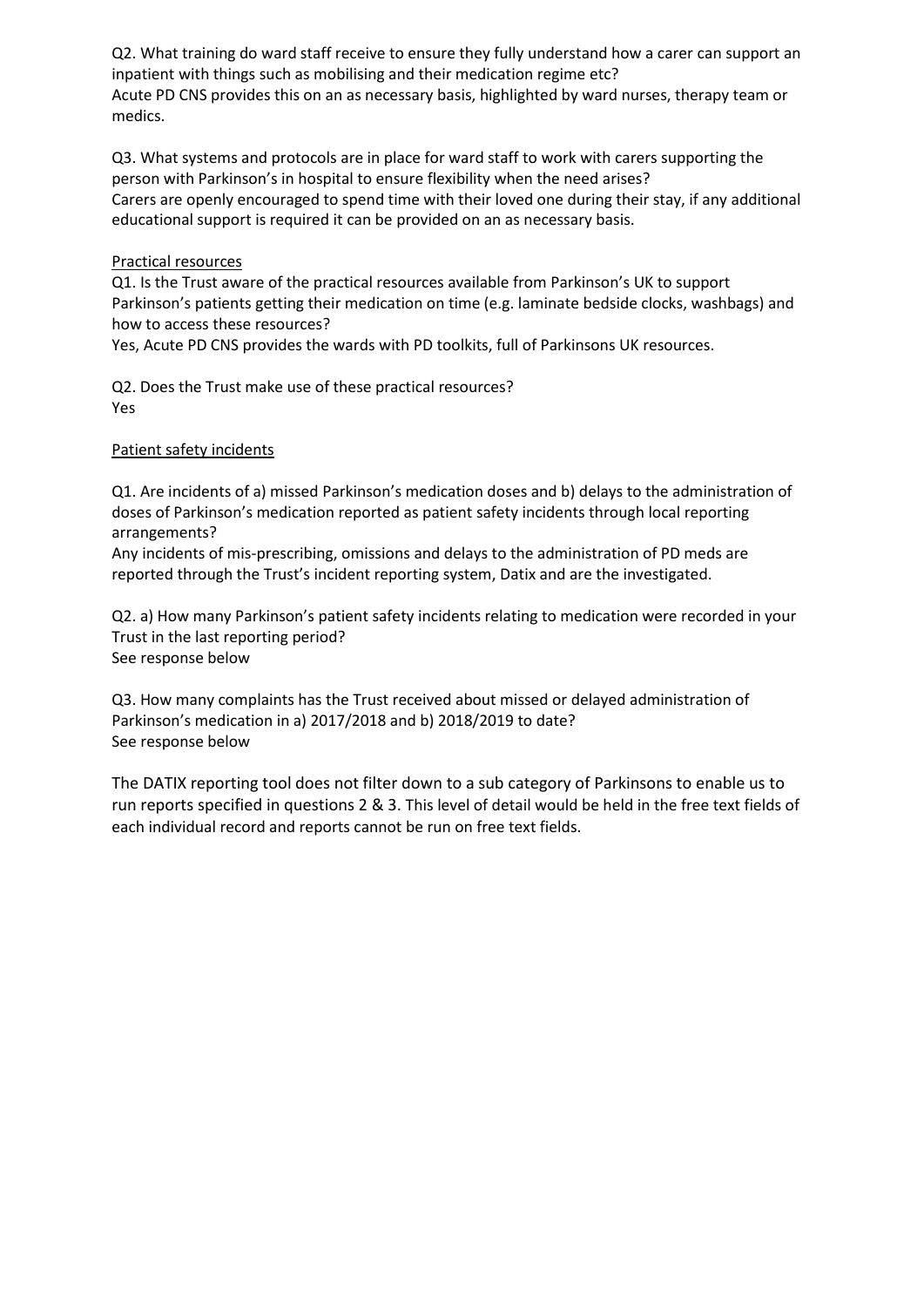Q2. What training do ward staff receive to ensure they fully understand how a carer can support an inpatient with things such as mobilising and their medication regime etc?
Acute PD CNS provides this on an as necessary basis, highlighted by ward nurses, therapy team or medics.

Q3. What systems and protocols are in place for ward staff to work with carers supporting the person with Parkinson's in hospital to ensure flexibility when the need arises?
Carers are openly encouraged to spend time with their loved one during their stay, if any additional educational support is required it can be provided on an as necessary basis.

<u>Practical resources</u>

Q1. Is the Trust aware of the practical resources available from Parkinson's UK to support Parkinson's patients getting their medication on time (e.g. laminate bedside clocks, washbags) and how to access these resources?
Yes, Acute PD CNS provides the wards with PD toolkits, full of Parkinsons UK resources.

Q2. Does the Trust make use of these practical resources?
Yes

<u>Patient safety incidents</u>

Q1. Are incidents of a) missed Parkinson's medication doses and b) delays to the administration of doses of Parkinson's medication reported as patient safety incidents through local reporting arrangements?
Any incidents of mis-prescribing, omissions and delays to the administration of PD meds are reported through the Trust's incident reporting system, Datix and are the investigated.

Q2. a) How many Parkinson's patient safety incidents relating to medication were recorded in your Trust in the last reporting period?
See response below

Q3. How many complaints has the Trust received about missed or delayed administration of Parkinson's medication in a) 2017/2018 and b) 2018/2019 to date?
See response below

The DATIX reporting tool does not filter down to a sub category of Parkinsons to enable us to run reports specified in questions 2 & 3. This level of detail would be held in the free text fields of each individual record and reports cannot be run on free text fields.